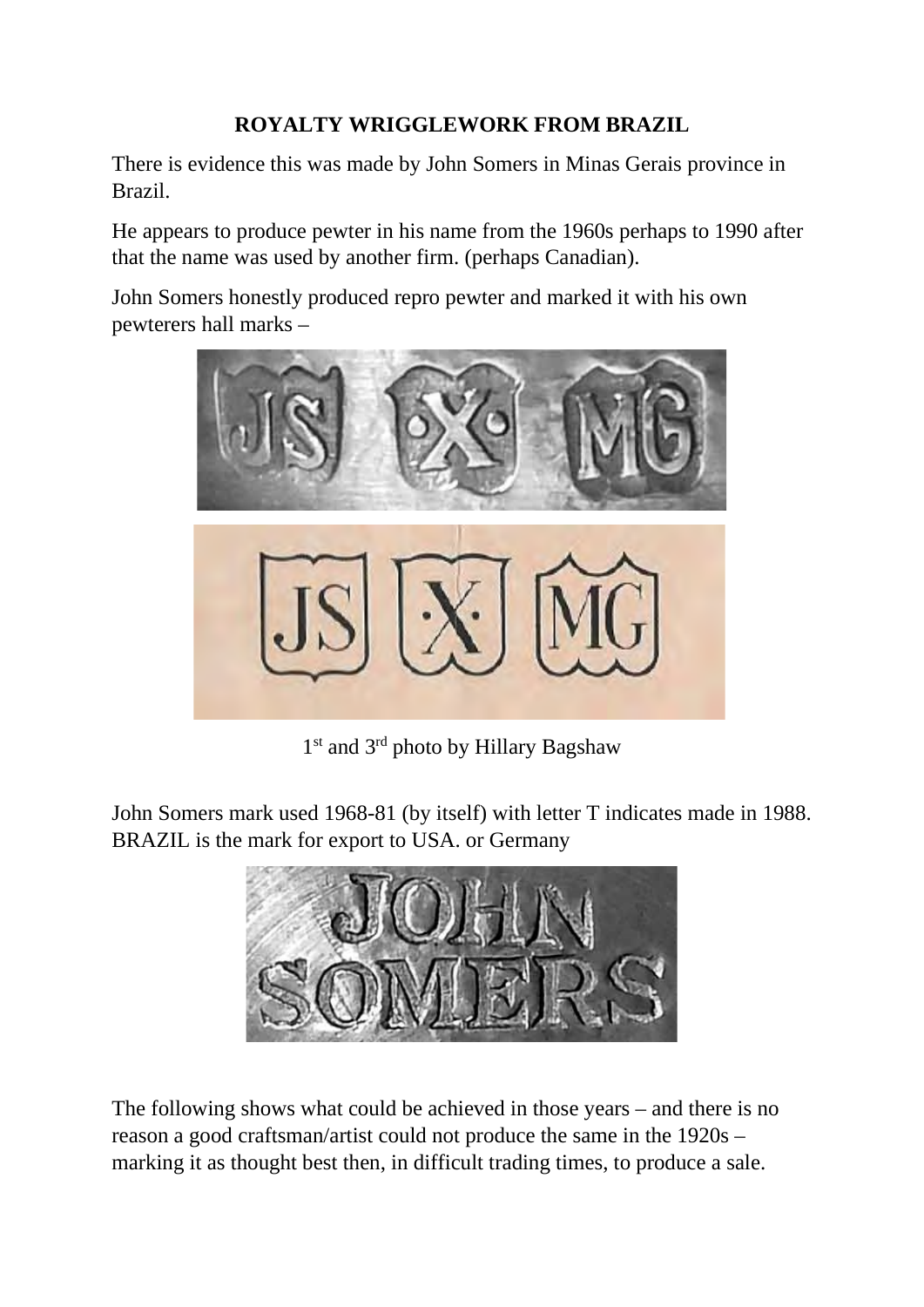# ROYALTY WRIGGLEWORK FROM BRAZIL

There is evidence this was made by John Somers in Minas Gerais province in Brazil.

He appears to produce pewter in his name from the 1960s perhaps to 1990 after that the name was used by another firm. (perhaps Canadian).

John Somers honestly produced repro pewter and marked it with his own pewterers hall marks –

1st and 3rd photo by Hillary Bagshaw

John Somers mark used 1968-81 (by itself) with letter T indicates made in 1988. BRAZIL is the mark for export to USA. or Germany

The following shows what could be achieved in those years – and there is no reason a good craftsman/artist could not produce the same in the 1920s – marking it as thought best then, in difficult trading times, to produce a sale.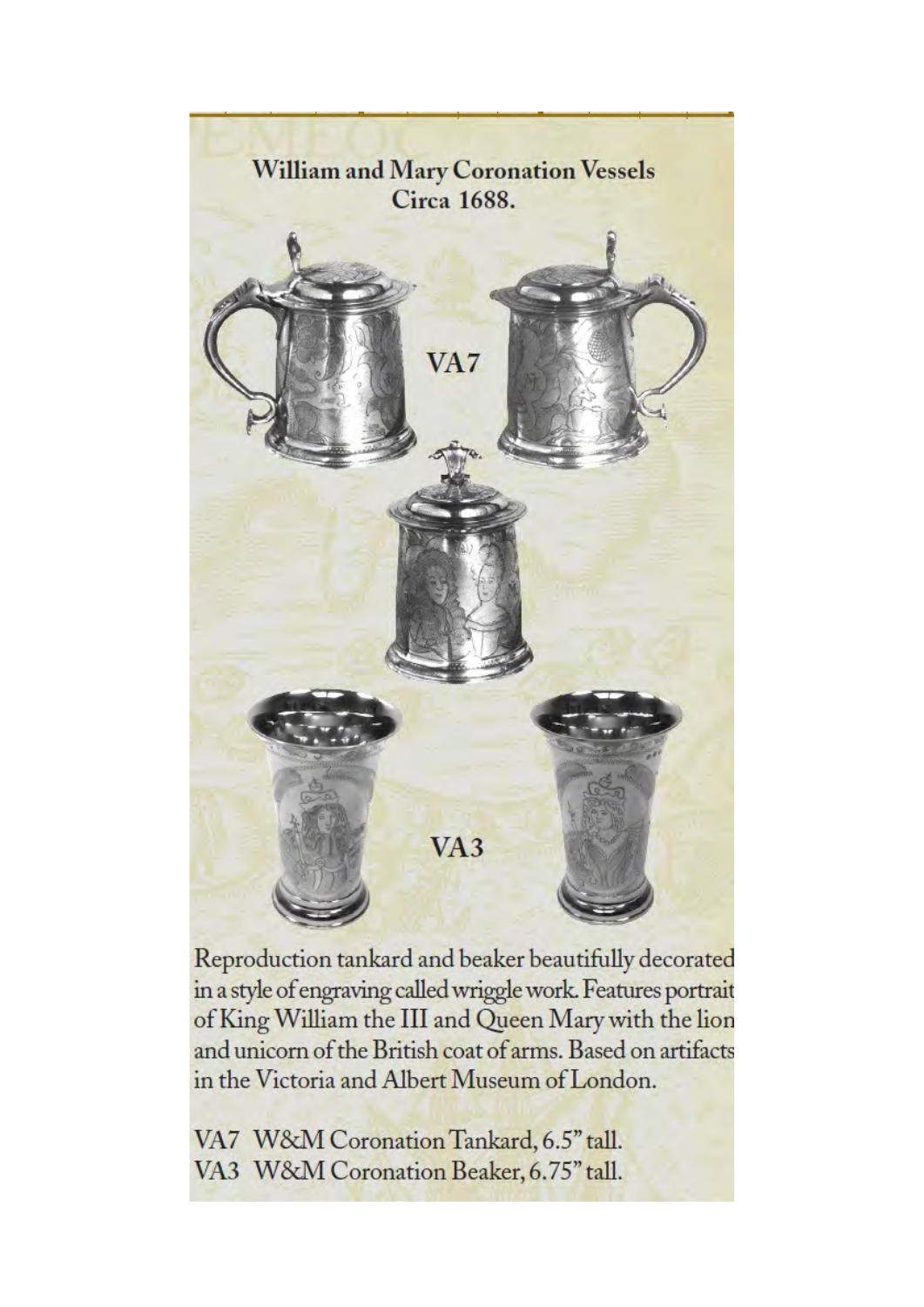## William and Mary Coronation Vessels
### Circa 1688.

VA7

VA3

Reproduction tankard and beaker beautifully decorated in a style of engraving called wriggle work. Features portrait of King William the III and Queen Mary with the lion and unicorn of the British coat of arms. Based on artifacts in the Victoria and Albert Museum of London.

VA7 W&M Coronation Tankard, 6.5" tall.
VA3 W&M Coronation Beaker, 6.75" tall.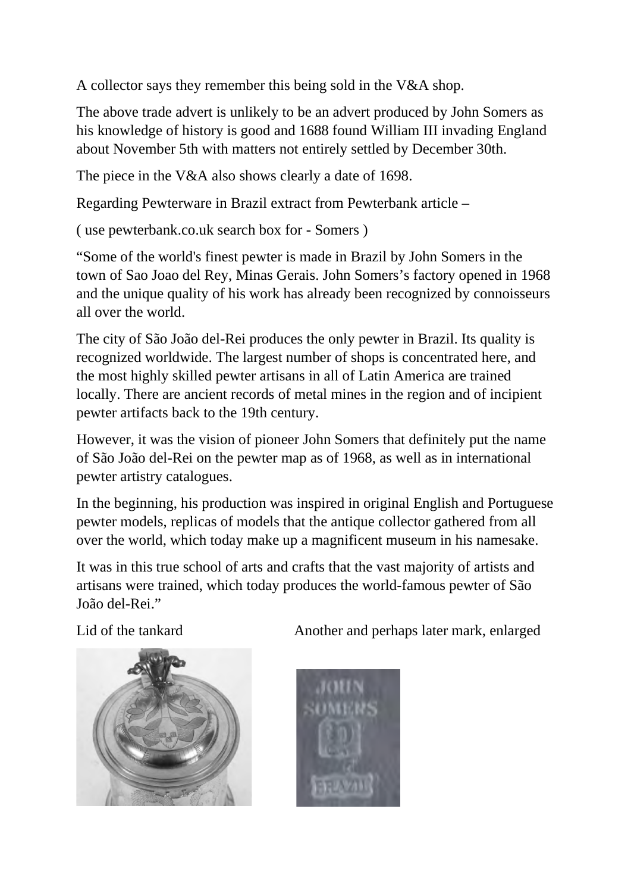A collector says they remember this being sold in the V&A shop.

The above trade advert is unlikely to be an advert produced by John Somers as his knowledge of history is good and 1688 found William III invading England about November 5th with matters not entirely settled by December 30th.

The piece in the V&A also shows clearly a date of 1698.

Regarding Pewterware in Brazil extract from Pewterbank article –

( use pewterbank.co.uk search box for - Somers )

“Some of the world's finest pewter is made in Brazil by John Somers in the town of Sao Joao del Rey, Minas Gerais. John Somers’s factory opened in 1968 and the unique quality of his work has already been recognized by connoisseurs all over the world.

The city of São João del-Rei produces the only pewter in Brazil. Its quality is recognized worldwide. The largest number of shops is concentrated here, and the most highly skilled pewter artisans in all of Latin America are trained locally. There are ancient records of metal mines in the region and of incipient pewter artifacts back to the 19th century.

However, it was the vision of pioneer John Somers that definitely put the name of São João del-Rei on the pewter map as of 1968, as well as in international pewter artistry catalogues.

In the beginning, his production was inspired in original English and Portuguese pewter models, replicas of models that the antique collector gathered from all over the world, which today make up a magnificent museum in his namesake.

It was in this true school of arts and crafts that the vast majority of artists and artisans were trained, which today produces the world-famous pewter of São João del-Rei.”

Lid of the tankard

Another and perhaps later mark, enlarged